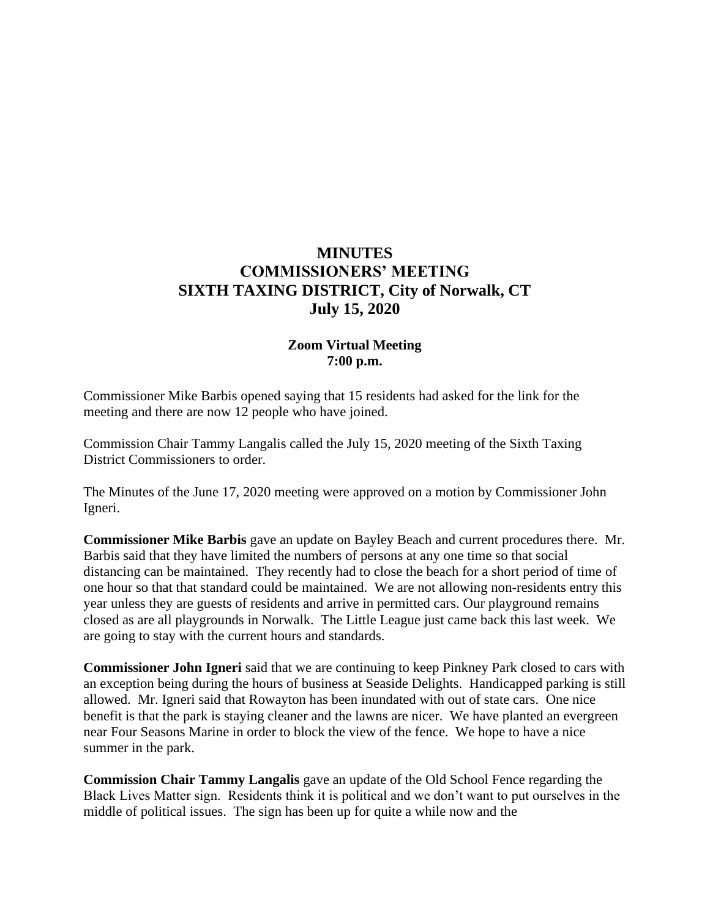# MINUTES
# COMMISSIONERS' MEETING
# SIXTH TAXING DISTRICT, City of Norwalk, CT
# July 15, 2020

### Zoom Virtual Meeting
### 7:00 p.m.

Commissioner Mike Barbis opened saying that 15 residents had asked for the link for the meeting and there are now 12 people who have joined.

Commission Chair Tammy Langalis called the July 15, 2020 meeting of the Sixth Taxing District Commissioners to order.

The Minutes of the June 17, 2020 meeting were approved on a motion by Commissioner John Igneri.

**Commissioner Mike Barbis** gave an update on Bayley Beach and current procedures there. Mr. Barbis said that they have limited the numbers of persons at any one time so that social distancing can be maintained. They recently had to close the beach for a short period of time of one hour so that that standard could be maintained. We are not allowing non-residents entry this year unless they are guests of residents and arrive in permitted cars. Our playground remains closed as are all playgrounds in Norwalk. The Little League just came back this last week. We are going to stay with the current hours and standards.

**Commissioner John Igneri** said that we are continuing to keep Pinkney Park closed to cars with an exception being during the hours of business at Seaside Delights. Handicapped parking is still allowed. Mr. Igneri said that Rowayton has been inundated with out of state cars. One nice benefit is that the park is staying cleaner and the lawns are nicer. We have planted an evergreen near Four Seasons Marine in order to block the view of the fence. We hope to have a nice summer in the park.

**Commission Chair Tammy Langalis** gave an update of the Old School Fence regarding the Black Lives Matter sign. Residents think it is political and we don't want to put ourselves in the middle of political issues. The sign has been up for quite a while now and the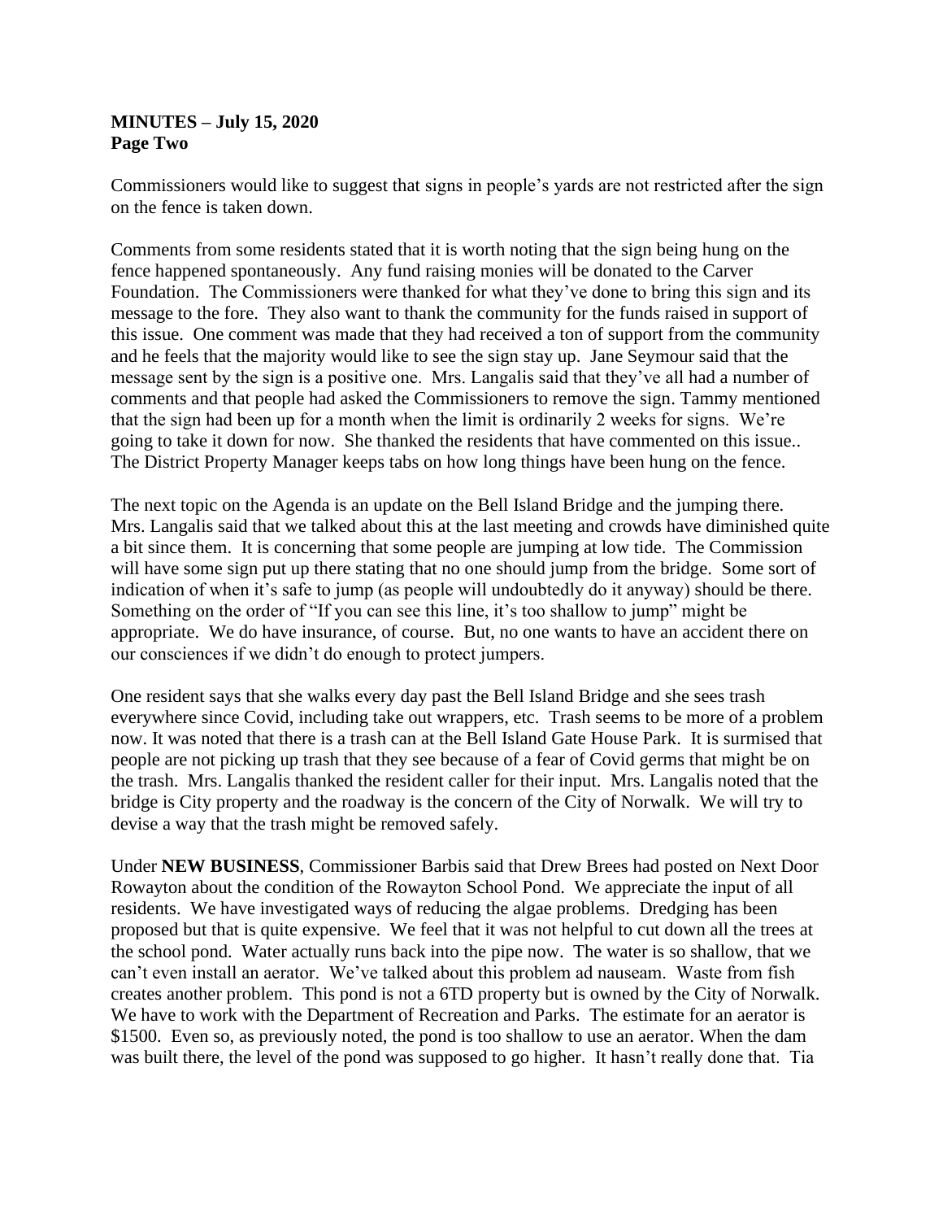**MINUTES – July 15, 2020**
**Page Two**

Commissioners would like to suggest that signs in people's yards are not restricted after the sign on the fence is taken down.

Comments from some residents stated that it is worth noting that the sign being hung on the fence happened spontaneously. Any fund raising monies will be donated to the Carver Foundation. The Commissioners were thanked for what they've done to bring this sign and its message to the fore. They also want to thank the community for the funds raised in support of this issue. One comment was made that they had received a ton of support from the community and he feels that the majority would like to see the sign stay up. Jane Seymour said that the message sent by the sign is a positive one. Mrs. Langalis said that they've all had a number of comments and that people had asked the Commissioners to remove the sign. Tammy mentioned that the sign had been up for a month when the limit is ordinarily 2 weeks for signs. We're going to take it down for now. She thanked the residents that have commented on this issue.. The District Property Manager keeps tabs on how long things have been hung on the fence.

The next topic on the Agenda is an update on the Bell Island Bridge and the jumping there. Mrs. Langalis said that we talked about this at the last meeting and crowds have diminished quite a bit since them. It is concerning that some people are jumping at low tide. The Commission will have some sign put up there stating that no one should jump from the bridge. Some sort of indication of when it's safe to jump (as people will undoubtedly do it anyway) should be there. Something on the order of "If you can see this line, it's too shallow to jump" might be appropriate. We do have insurance, of course. But, no one wants to have an accident there on our consciences if we didn't do enough to protect jumpers.

One resident says that she walks every day past the Bell Island Bridge and she sees trash everywhere since Covid, including take out wrappers, etc. Trash seems to be more of a problem now. It was noted that there is a trash can at the Bell Island Gate House Park. It is surmised that people are not picking up trash that they see because of a fear of Covid germs that might be on the trash. Mrs. Langalis thanked the resident caller for their input. Mrs. Langalis noted that the bridge is City property and the roadway is the concern of the City of Norwalk. We will try to devise a way that the trash might be removed safely.

Under **NEW BUSINESS**, Commissioner Barbis said that Drew Brees had posted on Next Door Rowayton about the condition of the Rowayton School Pond. We appreciate the input of all residents. We have investigated ways of reducing the algae problems. Dredging has been proposed but that is quite expensive. We feel that it was not helpful to cut down all the trees at the school pond. Water actually runs back into the pipe now. The water is so shallow, that we can't even install an aerator. We've talked about this problem ad nauseam. Waste from fish creates another problem. This pond is not a 6TD property but is owned by the City of Norwalk. We have to work with the Department of Recreation and Parks. The estimate for an aerator is $1500. Even so, as previously noted, the pond is too shallow to use an aerator. When the dam was built there, the level of the pond was supposed to go higher. It hasn't really done that. Tia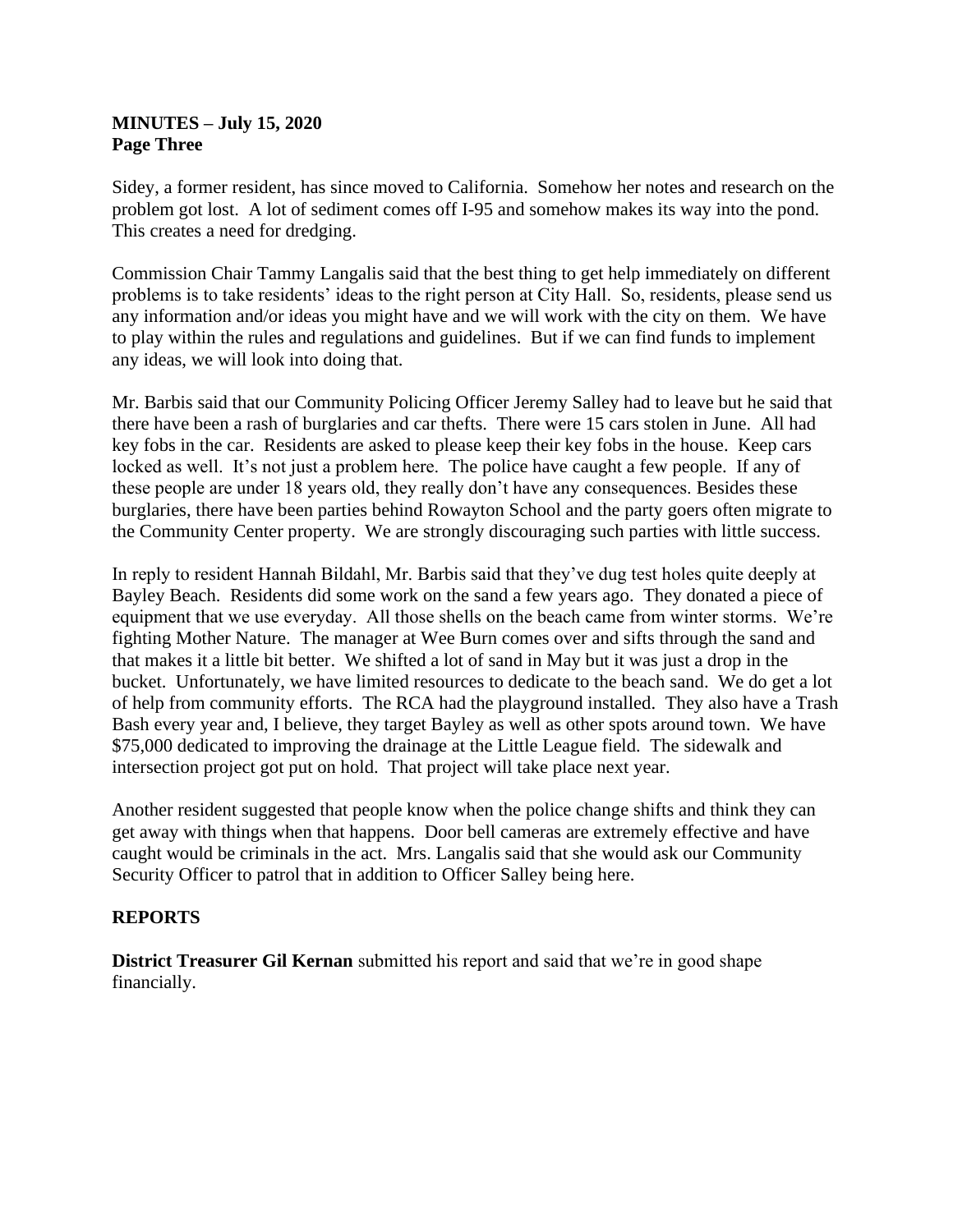**MINUTES – July 15, 2020**
**Page Three**

Sidey, a former resident, has since moved to California. Somehow her notes and research on the problem got lost. A lot of sediment comes off I-95 and somehow makes its way into the pond. This creates a need for dredging.

Commission Chair Tammy Langalis said that the best thing to get help immediately on different problems is to take residents' ideas to the right person at City Hall. So, residents, please send us any information and/or ideas you might have and we will work with the city on them. We have to play within the rules and regulations and guidelines. But if we can find funds to implement any ideas, we will look into doing that.

Mr. Barbis said that our Community Policing Officer Jeremy Salley had to leave but he said that there have been a rash of burglaries and car thefts. There were 15 cars stolen in June. All had key fobs in the car. Residents are asked to please keep their key fobs in the house. Keep cars locked as well. It's not just a problem here. The police have caught a few people. If any of these people are under 18 years old, they really don't have any consequences. Besides these burglaries, there have been parties behind Rowayton School and the party goers often migrate to the Community Center property. We are strongly discouraging such parties with little success.

In reply to resident Hannah Bildahl, Mr. Barbis said that they've dug test holes quite deeply at Bayley Beach. Residents did some work on the sand a few years ago. They donated a piece of equipment that we use everyday. All those shells on the beach came from winter storms. We're fighting Mother Nature. The manager at Wee Burn comes over and sifts through the sand and that makes it a little bit better. We shifted a lot of sand in May but it was just a drop in the bucket. Unfortunately, we have limited resources to dedicate to the beach sand. We do get a lot of help from community efforts. The RCA had the playground installed. They also have a Trash Bash every year and, I believe, they target Bayley as well as other spots around town. We have $75,000 dedicated to improving the drainage at the Little League field. The sidewalk and intersection project got put on hold. That project will take place next year.

Another resident suggested that people know when the police change shifts and think they can get away with things when that happens. Door bell cameras are extremely effective and have caught would be criminals in the act. Mrs. Langalis said that she would ask our Community Security Officer to patrol that in addition to Officer Salley being here.

## REPORTS

**District Treasurer Gil Kernan** submitted his report and said that we're in good shape financially.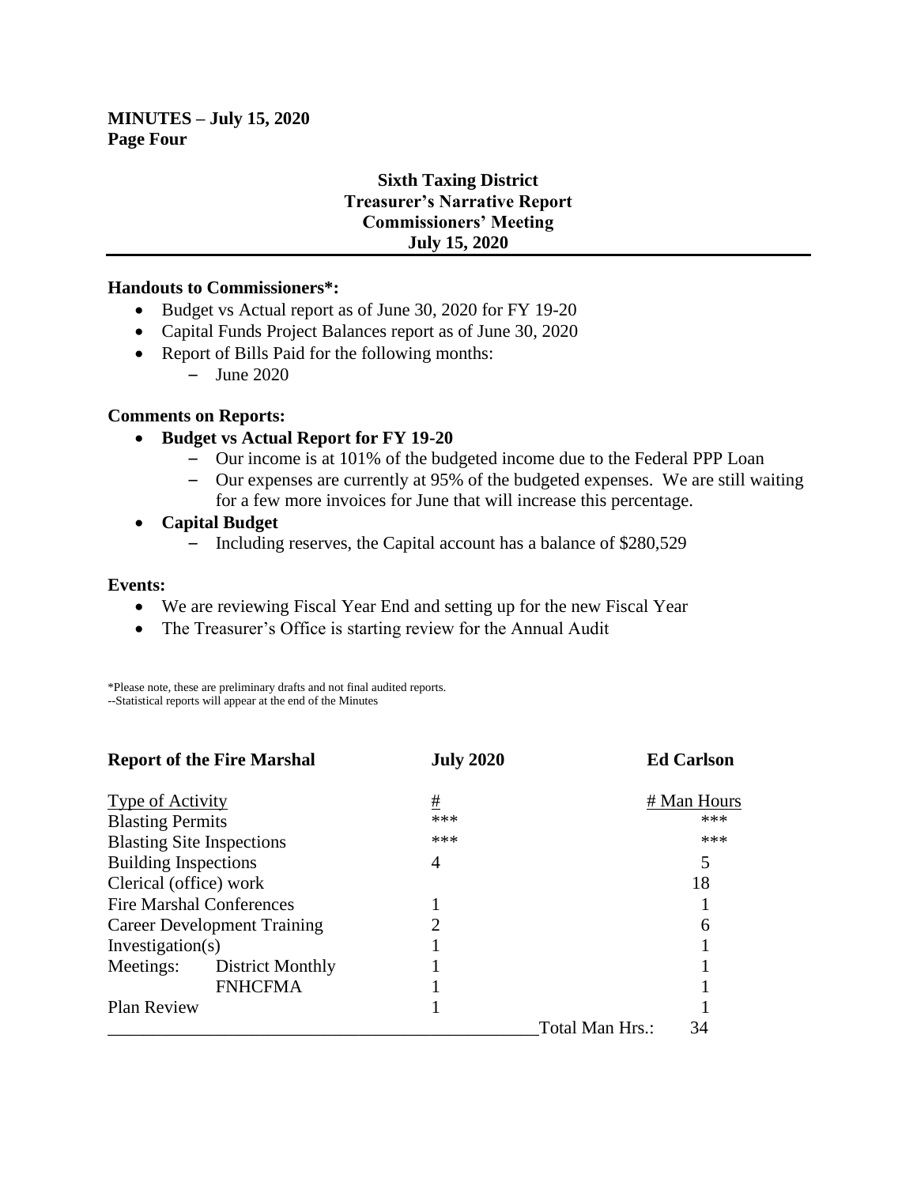**MINUTES – July 15, 2020**
**Page Four**

### Sixth Taxing District
### Treasurer's Narrative Report
### Commissioners' Meeting
### July 15, 2020

**Handouts to Commissioners*:**

- Budget vs Actual report as of June 30, 2020 for FY 19-20
- Capital Funds Project Balances report as of June 30, 2020
- Report of Bills Paid for the following months:
  - June 2020

**Comments on Reports:**

- **Budget vs Actual Report for FY 19-20**
  - Our income is at 101% of the budgeted income due to the Federal PPP Loan
  - Our expenses are currently at 95% of the budgeted expenses. We are still waiting for a few more invoices for June that will increase this percentage.
- **Capital Budget**
  - Including reserves, the Capital account has a balance of $280,529

**Events:**

- We are reviewing Fiscal Year End and setting up for the new Fiscal Year
- The Treasurer's Office is starting review for the Annual Audit

*Please note, these are preliminary drafts and not final audited reports.
--Statistical reports will appear at the end of the Minutes

| **Report of the Fire Marshal** | | **July 2020** | **Ed Carlson** |
|---|---|---|---|
| Type of Activity | | # | # Man Hours |
| Blasting Permits | | *** | *** |
| Blasting Site Inspections | | *** | *** |
| Building Inspections | | 4 | 5 |
| Clerical (office) work | | | 18 |
| Fire Marshal Conferences | | 1 | 1 |
| Career Development Training | | 2 | 6 |
| Investigation(s) | | 1 | 1 |
| Meetings: | District Monthly | 1 | 1 |
| | FNHCFMA | 1 | 1 |
| Plan Review | | 1 | 1 |
| | | Total Man Hrs.: | 34 |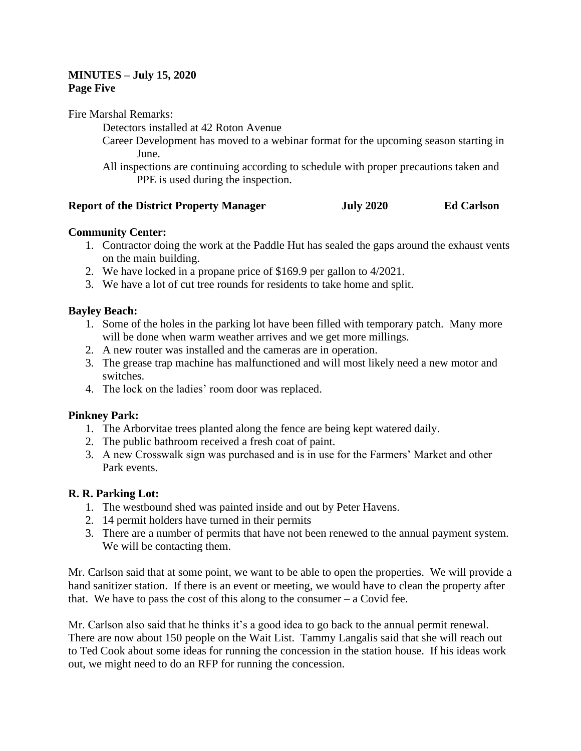**MINUTES – July 15, 2020**
**Page Five**

Fire Marshal Remarks:

Detectors installed at 42 Roton Avenue

Career Development has moved to a webinar format for the upcoming season starting in June.

All inspections are continuing according to schedule with proper precautions taken and PPE is used during the inspection.

**Report of the District Property Manager July 2020 Ed Carlson**

**Community Center:**

1. Contractor doing the work at the Paddle Hut has sealed the gaps around the exhaust vents on the main building.
2. We have locked in a propane price of $169.9 per gallon to 4/2021.
3. We have a lot of cut tree rounds for residents to take home and split.

**Bayley Beach:**

1. Some of the holes in the parking lot have been filled with temporary patch. Many more will be done when warm weather arrives and we get more millings.
2. A new router was installed and the cameras are in operation.
3. The grease trap machine has malfunctioned and will most likely need a new motor and switches.
4. The lock on the ladies' room door was replaced.

**Pinkney Park:**

1. The Arborvitae trees planted along the fence are being kept watered daily.
2. The public bathroom received a fresh coat of paint.
3. A new Crosswalk sign was purchased and is in use for the Farmers' Market and other Park events.

**R. R. Parking Lot:**

1. The westbound shed was painted inside and out by Peter Havens.
2. 14 permit holders have turned in their permits
3. There are a number of permits that have not been renewed to the annual payment system. We will be contacting them.

Mr. Carlson said that at some point, we want to be able to open the properties. We will provide a hand sanitizer station. If there is an event or meeting, we would have to clean the property after that. We have to pass the cost of this along to the consumer – a Covid fee.

Mr. Carlson also said that he thinks it's a good idea to go back to the annual permit renewal. There are now about 150 people on the Wait List. Tammy Langalis said that she will reach out to Ted Cook about some ideas for running the concession in the station house. If his ideas work out, we might need to do an RFP for running the concession.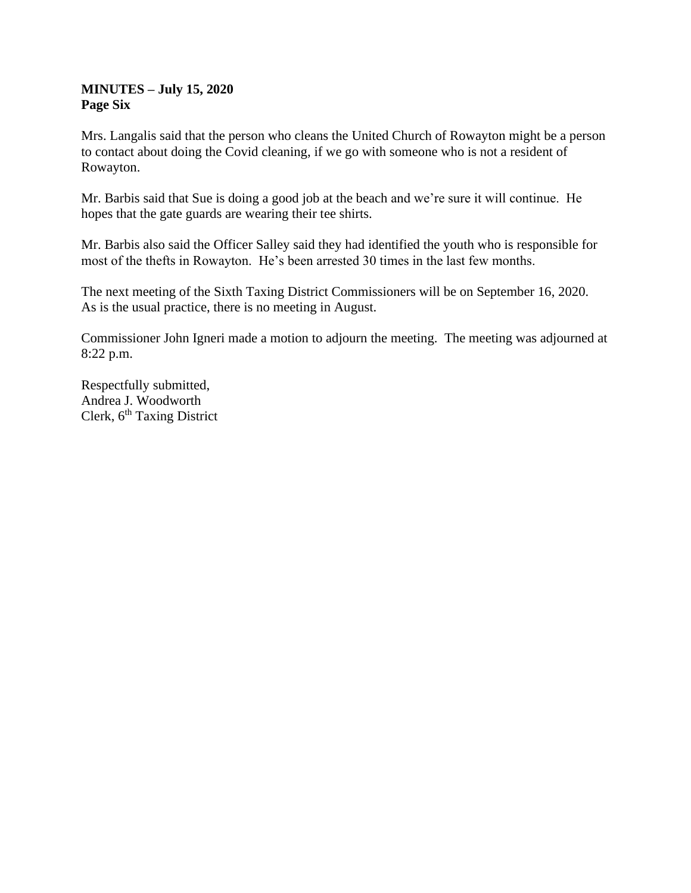**MINUTES – July 15, 2020**
**Page Six**

Mrs. Langalis said that the person who cleans the United Church of Rowayton might be a person to contact about doing the Covid cleaning, if we go with someone who is not a resident of Rowayton.

Mr. Barbis said that Sue is doing a good job at the beach and we're sure it will continue. He hopes that the gate guards are wearing their tee shirts.

Mr. Barbis also said the Officer Salley said they had identified the youth who is responsible for most of the thefts in Rowayton. He's been arrested 30 times in the last few months.

The next meeting of the Sixth Taxing District Commissioners will be on September 16, 2020. As is the usual practice, there is no meeting in August.

Commissioner John Igneri made a motion to adjourn the meeting. The meeting was adjourned at 8:22 p.m.

Respectfully submitted,
Andrea J. Woodworth
Clerk, 6th Taxing District